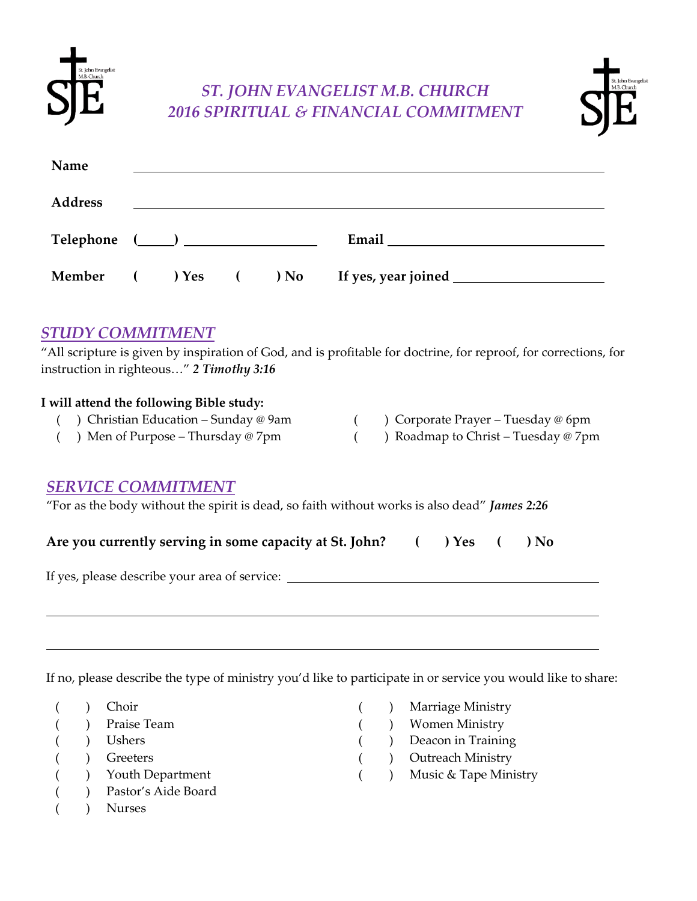# ST. JOHN EVANGELIST M.B. CHURCH
# 2016 SPIRITUAL & FINANCIAL COMMITMENT

**Name** ______________________________________________

**Address** ______________________________________________

**Telephone** (____) __________________ **Email** ______________________________

**Member** ( ) Yes ( ) No **If yes, year joined** ____________________

## *STUDY COMMITMENT*

"All scripture is given by inspiration of God, and is profitable for doctrine, for reproof, for corrections, for instruction in righteous…" ***2 Timothy 3:16***

**I will attend the following Bible study:**

( ) Christian Education – Sunday @ 9am
( ) Men of Purpose – Thursday @ 7pm
( ) Corporate Prayer – Tuesday @ 6pm
( ) Roadmap to Christ – Tuesday @ 7pm

## *SERVICE COMMITMENT*

"For as the body without the spirit is dead, so faith without works is also dead" ***James 2:26***

**Are you currently serving in some capacity at St. John?** ( ) **Yes** ( ) **No**

If yes, please describe your area of service: ______________________________________________

______________________________________________

______________________________________________

If no, please describe the type of ministry you'd like to participate in or service you would like to share:

( ) Choir
( ) Praise Team
( ) Ushers
( ) Greeters
( ) Youth Department
( ) Pastor's Aide Board
( ) Nurses
( ) Marriage Ministry
( ) Women Ministry
( ) Deacon in Training
( ) Outreach Ministry
( ) Music & Tape Ministry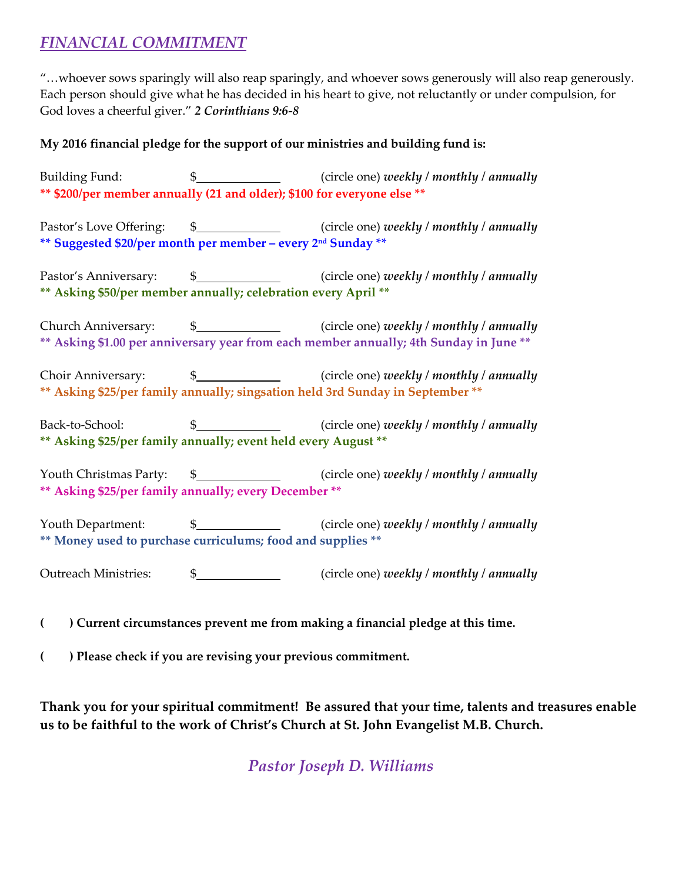## *FINANCIAL COMMITMENT*

"…whoever sows sparingly will also reap sparingly, and whoever sows generously will also reap generously. Each person should give what he has decided in his heart to give, not reluctantly or under compulsion, for God loves a cheerful giver." ***2 Corinthians 9:6-8***

**My 2016 financial pledge for the support of our ministries and building fund is:**

Building Fund: $\_\_\_\_\_\_\_\_\_\_ (circle one) ***weekly*** / ***monthly*** / ***annually***
**** $200/per member annually (21 and older); $100 for everyone else ****

Pastor's Love Offering: $\_\_\_\_\_\_\_\_\_\_ (circle one) ***weekly*** / ***monthly*** / ***annually***
**** Suggested $20/per month per member – every 2nd Sunday ****

Pastor's Anniversary: $\_\_\_\_\_\_\_\_\_\_ (circle one) ***weekly*** / ***monthly*** / ***annually***
**** Asking $50/per member annually; celebration every April ****

Church Anniversary: $\_\_\_\_\_\_\_\_\_\_ (circle one) ***weekly*** / ***monthly*** / ***annually***
**** Asking $1.00 per anniversary year from each member annually; 4th Sunday in June ****

Choir Anniversary: $\_\_\_\_\_\_\_\_\_\_ (circle one) ***weekly*** / ***monthly*** / ***annually***
**** Asking $25/per family annually; singsation held 3rd Sunday in September ****

Back-to-School: $\_\_\_\_\_\_\_\_\_\_ (circle one) ***weekly*** / ***monthly*** / ***annually***
**** Asking $25/per family annually; event held every August ****

Youth Christmas Party: $\_\_\_\_\_\_\_\_\_\_ (circle one) ***weekly*** / ***monthly*** / ***annually***
**** Asking $25/per family annually; every December ****

Youth Department: $\_\_\_\_\_\_\_\_\_\_ (circle one) ***weekly*** / ***monthly*** / ***annually***
**** Money used to purchase curriculums; food and supplies ****

Outreach Ministries: $\_\_\_\_\_\_\_\_\_\_ (circle one) ***weekly*** / ***monthly*** / ***annually***

**(     ) Current circumstances prevent me from making a financial pledge at this time.**

**(     ) Please check if you are revising your previous commitment.**

**Thank you for your spiritual commitment! Be assured that your time, talents and treasures enable us to be faithful to the work of Christ's Church at St. John Evangelist M.B. Church.**

*Pastor Joseph D. Williams*